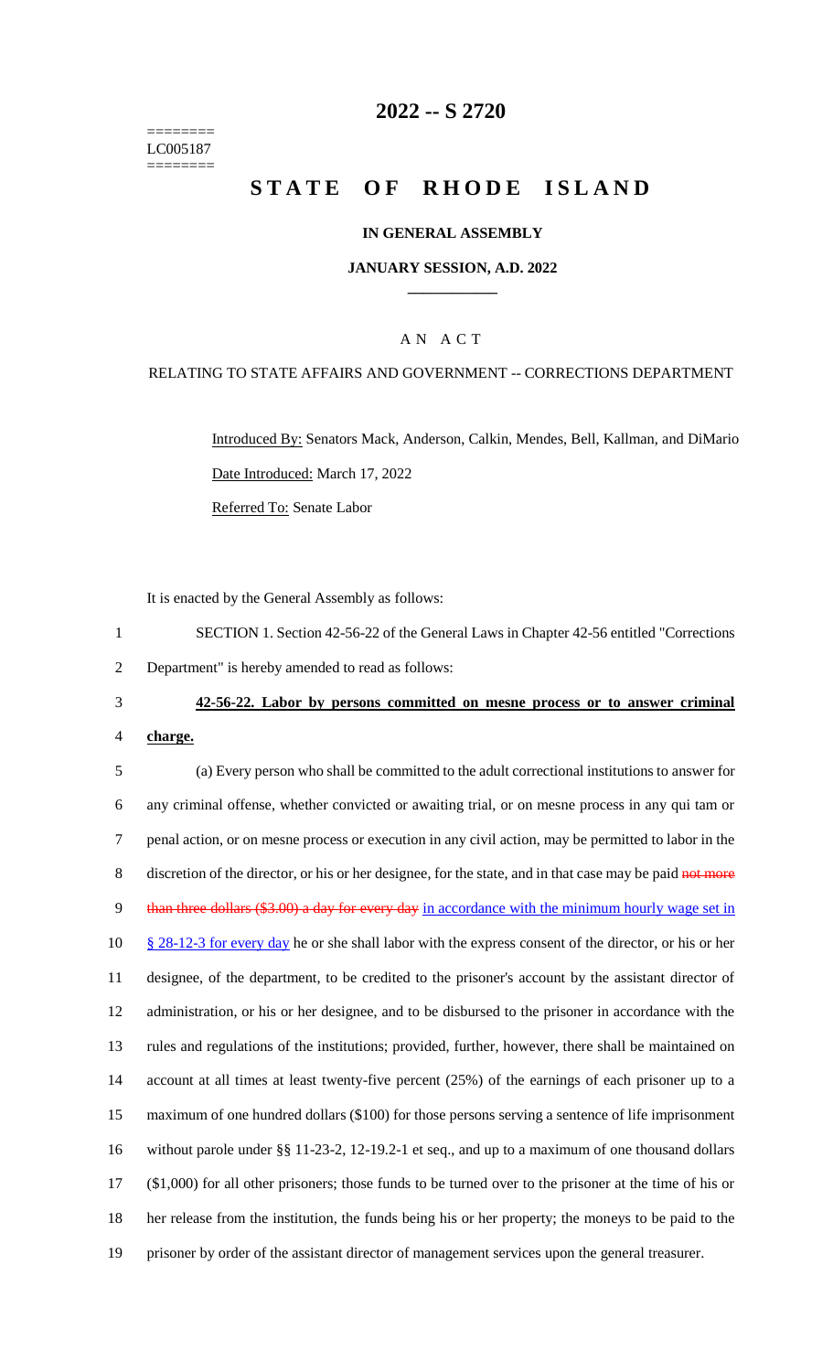========
LC005187
========

# 2022 -- S 2720

# STATE OF RHODE ISLAND

**IN GENERAL ASSEMBLY**

**JANUARY SESSION, A.D. 2022**

____________

A N A C T

RELATING TO STATE AFFAIRS AND GOVERNMENT -- CORRECTIONS DEPARTMENT

Introduced By: Senators Mack, Anderson, Calkin, Mendes, Bell, Kallman, and DiMario

Date Introduced: March 17, 2022

Referred To: Senate Labor

It is enacted by the General Assembly as follows:

1 SECTION 1. Section 42-56-22 of the General Laws in Chapter 42-56 entitled "Corrections
2 Department" is hereby amended to read as follows:

3 **42-56-22. Labor by persons committed on mesne process or to answer criminal**
4 **charge.**

5 (a) Every person who shall be committed to the adult correctional institutions to answer for
6 any criminal offense, whether convicted or awaiting trial, or on mesne process in any qui tam or
7 penal action, or on mesne process or execution in any civil action, may be permitted to labor in the
8 discretion of the director, or his or her designee, for the state, and in that case may be paid ~~not more~~
9 ~~than three dollars ($3.00) a day for every day~~ in accordance with the minimum hourly wage set in
10 § 28-12-3 for every day he or she shall labor with the express consent of the director, or his or her
11 designee, of the department, to be credited to the prisoner's account by the assistant director of
12 administration, or his or her designee, and to be disbursed to the prisoner in accordance with the
13 rules and regulations of the institutions; provided, further, however, there shall be maintained on
14 account at all times at least twenty-five percent (25%) of the earnings of each prisoner up to a
15 maximum of one hundred dollars ($100) for those persons serving a sentence of life imprisonment
16 without parole under §§ 11-23-2, 12-19.2-1 et seq., and up to a maximum of one thousand dollars
17 ($1,000) for all other prisoners; those funds to be turned over to the prisoner at the time of his or
18 her release from the institution, the funds being his or her property; the moneys to be paid to the
19 prisoner by order of the assistant director of management services upon the general treasurer.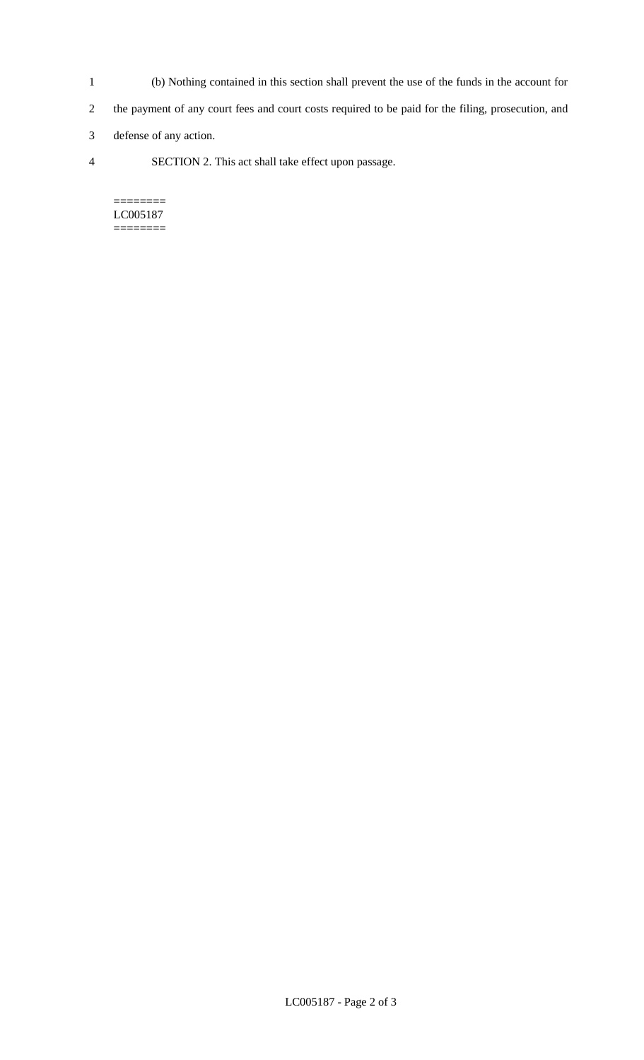(b) Nothing contained in this section shall prevent the use of the funds in the account for the payment of any court fees and court costs required to be paid for the filing, prosecution, and defense of any action.

SECTION 2. This act shall take effect upon passage.

========
LC005187
========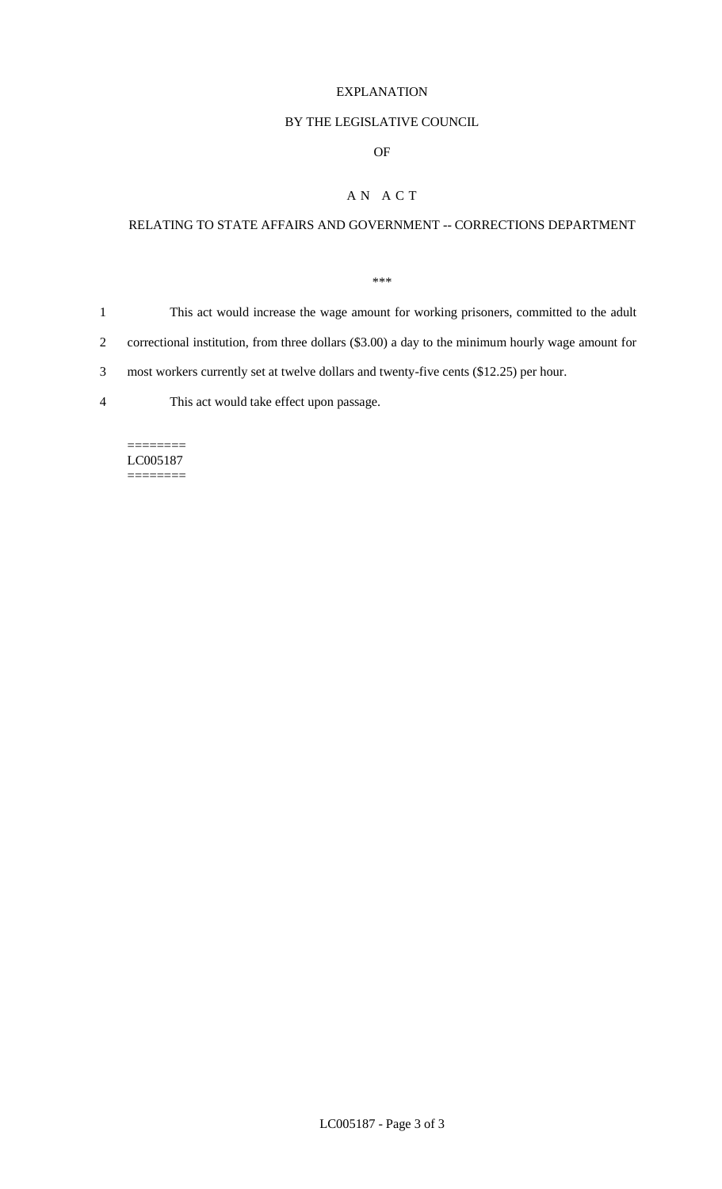EXPLANATION

BY THE LEGISLATIVE COUNCIL

OF

# A N A C T

RELATING TO STATE AFFAIRS AND GOVERNMENT -- CORRECTIONS DEPARTMENT

\*\*\*

1 This act would increase the wage amount for working prisoners, committed to the adult
2 correctional institution, from three dollars ($3.00) a day to the minimum hourly wage amount for
3 most workers currently set at twelve dollars and twenty-five cents ($12.25) per hour.

4 This act would take effect upon passage.

========
LC005187
========